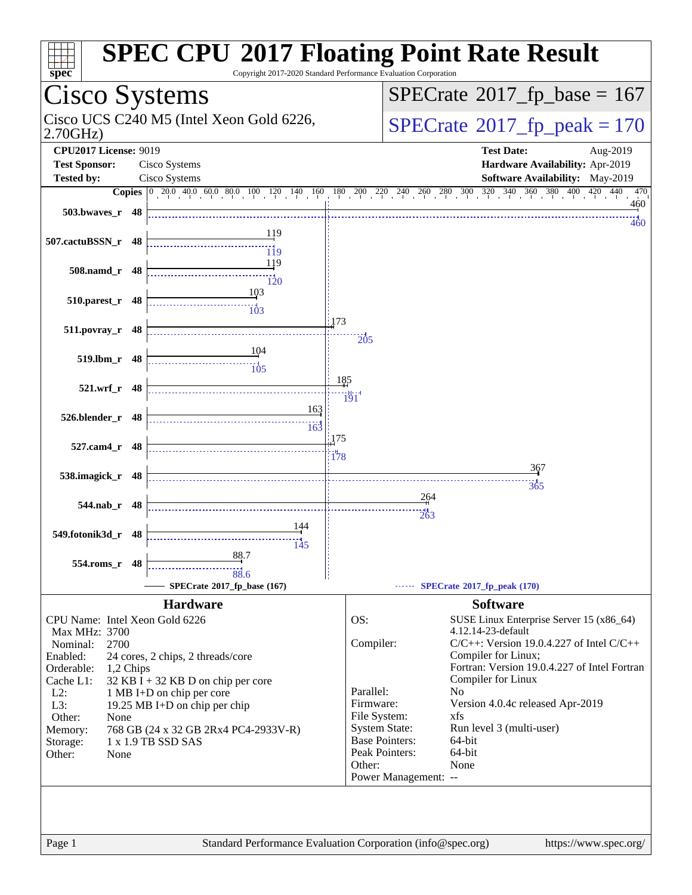# SPEC CPU 2017 Floating Point Rate Result

Copyright 2017-2020 Standard Performance Evaluation Corporation

## Cisco Systems

Cisco UCS C240 M5 (Intel Xeon Gold 6226, 2.70GHz)

**SPECrate 2017_fp_base = 167**

**SPECrate 2017_fp_peak = 170**

**CPU2017 License:** 9019
**Test Sponsor:** Cisco Systems
**Tested by:** Cisco Systems

**Test Date:** Aug-2019
**Hardware Availability:** Apr-2019
**Software Availability:** May-2019

| Benchmark | Copies | Base | Peak |
|---|---|---|---|
| 503.bwaves_r | 48 | 460 | 460 |
| 507.cactuBSSN_r | 48 | 119 | 119 |
| 508.namd_r | 48 | 119 | 120 |
| 510.parest_r | 48 | 103 | 103 |
| 511.povray_r | 48 | 173 | 205 |
| 519.lbm_r | 48 | 104 | 105 |
| 521.wrf_r | 48 | 185 | 191 |
| 526.blender_r | 48 | 163 | 163 |
| 527.cam4_r | 48 | 175 | 178 |
| 538.imagick_r | 48 | 367 | 365 |
| 544.nab_r | 48 | 264 | 263 |
| 549.fotonik3d_r | 48 | 144 | 145 |
| 554.roms_r | 48 | 88.7 | 88.6 |

SPECrate 2017_fp_base (167) — SPECrate 2017_fp_peak (170)

## Hardware

| | |
|---|---|
| CPU Name: | Intel Xeon Gold 6226 |
| Max MHz: | 3700 |
| Nominal: | 2700 |
| Enabled: | 24 cores, 2 chips, 2 threads/core |
| Orderable: | 1,2 Chips |
| Cache L1: | 32 KB I + 32 KB D on chip per core |
| L2: | 1 MB I+D on chip per core |
| L3: | 19.25 MB I+D on chip per chip |
| Other: | None |
| Memory: | 768 GB (24 x 32 GB 2Rx4 PC4-2933V-R) |
| Storage: | 1 x 1.9 TB SSD SAS |
| Other: | None |

## Software

| | |
|---|---|
| OS: | SUSE Linux Enterprise Server 15 (x86_64) 4.12.14-23-default |
| Compiler: | C/C++: Version 19.0.4.227 of Intel C/C++ Compiler for Linux; Fortran: Version 19.0.4.227 of Intel Fortran Compiler for Linux |
| Parallel: | No |
| Firmware: | Version 4.0.4c released Apr-2019 |
| File System: | xfs |
| System State: | Run level 3 (multi-user) |
| Base Pointers: | 64-bit |
| Peak Pointers: | 64-bit |
| Other: | None |
| Power Management: | -- |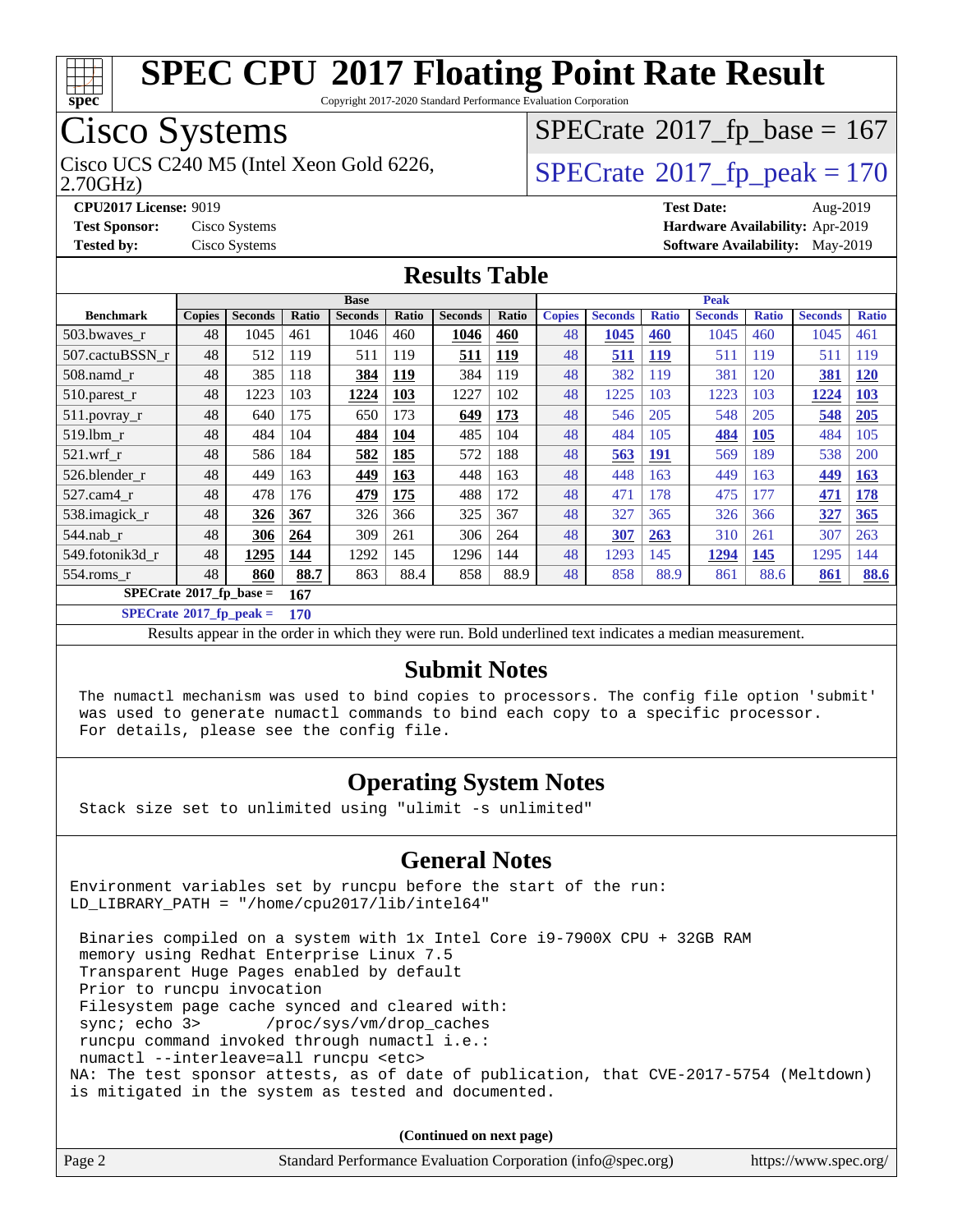# SPEC CPU 2017 Floating Point Rate Result

Copyright 2017-2020 Standard Performance Evaluation Corporation

## Cisco Systems

Cisco UCS C240 M5 (Intel Xeon Gold 6226, 2.70GHz)

SPECrate 2017_fp_base = 167

SPECrate 2017_fp_peak = 170

**CPU2017 License:** 9019
**Test Sponsor:** Cisco Systems
**Tested by:** Cisco Systems

**Test Date:** Aug-2019
**Hardware Availability:** Apr-2019
**Software Availability:** May-2019

## Results Table

| Benchmark | Base | | | | | | | Peak | | | | | | |
|---|---|---|---|---|---|---|---|---|---|---|---|---|---|---|
| | Copies | Seconds | Ratio | Seconds | Ratio | Seconds | Ratio | Copies | Seconds | Ratio | Seconds | Ratio | Seconds | Ratio |
| 503.bwaves_r | 48 | 1045 | 461 | 1046 | 460 | **1046** | **460** | 48 | **1045** | **460** | 1045 | 460 | 1045 | 461 |
| 507.cactuBSSN_r | 48 | 512 | 119 | 511 | 119 | **511** | **119** | 48 | **511** | **119** | 511 | 119 | 511 | 119 |
| 508.namd_r | 48 | 385 | 118 | **384** | **119** | 384 | 119 | 48 | 382 | 119 | 381 | 120 | **381** | **120** |
| 510.parest_r | 48 | 1223 | 103 | **1224** | **103** | 1227 | 102 | 48 | 1225 | 103 | 1223 | 103 | **1224** | **103** |
| 511.povray_r | 48 | 640 | 175 | 650 | 173 | **649** | **173** | 48 | 546 | 205 | 548 | 205 | **548** | **205** |
| 519.lbm_r | 48 | 484 | 104 | **484** | **104** | 485 | 104 | 48 | 484 | 105 | **484** | **105** | 484 | 105 |
| 521.wrf_r | 48 | 586 | 184 | **582** | **185** | 572 | 188 | 48 | **563** | **191** | 569 | 189 | 538 | 200 |
| 526.blender_r | 48 | 449 | 163 | **449** | **163** | 448 | 163 | 48 | 448 | 163 | 449 | 163 | **449** | **163** |
| 527.cam4_r | 48 | 478 | 176 | **479** | **175** | 488 | 172 | 48 | 471 | 178 | 475 | 177 | **471** | **178** |
| 538.imagick_r | 48 | **326** | **367** | 326 | 366 | 325 | 367 | 48 | 327 | 365 | 326 | 366 | **327** | **365** |
| 544.nab_r | 48 | **306** | **264** | 309 | 261 | 306 | 264 | 48 | **307** | **263** | 310 | 261 | 307 | 263 |
| 549.fotonik3d_r | 48 | **1295** | **144** | 1292 | 145 | 1296 | 144 | 48 | 1293 | 145 | **1294** | **145** | 1295 | 144 |
| 554.roms_r | 48 | **860** | **88.7** | 863 | 88.4 | 858 | 88.9 | 48 | 858 | 88.9 | 861 | 88.6 | **861** | **88.6** |

**SPECrate 2017_fp_base = 167**

**SPECrate 2017_fp_peak = 170**

Results appear in the order in which they were run. Bold underlined text indicates a median measurement.

## Submit Notes

```
The numactl mechanism was used to bind copies to processors. The config file option 'submit'
was used to generate numactl commands to bind each copy to a specific processor.
For details, please see the config file.
```

## Operating System Notes

```
Stack size set to unlimited using "ulimit -s unlimited"
```

## General Notes

```
Environment variables set by runcpu before the start of the run:
LD_LIBRARY_PATH = "/home/cpu2017/lib/intel64"

 Binaries compiled on a system with 1x Intel Core i9-7900X CPU + 32GB RAM
 memory using Redhat Enterprise Linux 7.5
 Transparent Huge Pages enabled by default
 Prior to runcpu invocation
 Filesystem page cache synced and cleared with:
 sync; echo 3>       /proc/sys/vm/drop_caches
 runcpu command invoked through numactl i.e.:
 numactl --interleave=all runcpu <etc>
NA: The test sponsor attests, as of date of publication, that CVE-2017-5754 (Meltdown)
is mitigated in the system as tested and documented.
```

**(Continued on next page)**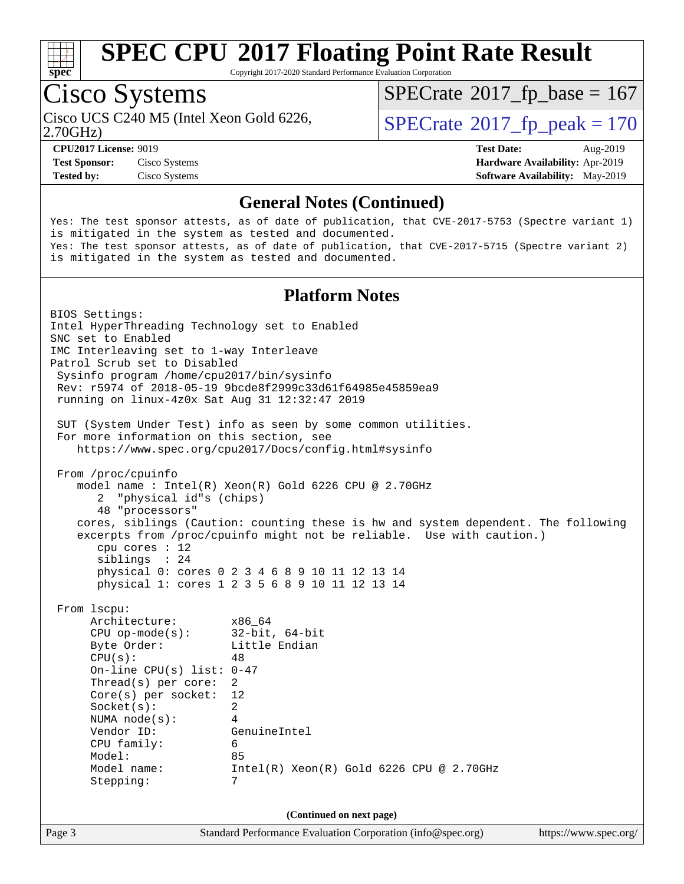# SPEC CPU 2017 Floating Point Rate Result

Copyright 2017-2020 Standard Performance Evaluation Corporation

## Cisco Systems

Cisco UCS C240 M5 (Intel Xeon Gold 6226, 2.70GHz)

SPECrate 2017_fp_base = 167

SPECrate 2017_fp_peak = 170

**CPU2017 License:** 9019
**Test Sponsor:** Cisco Systems
**Tested by:** Cisco Systems

**Test Date:** Aug-2019
**Hardware Availability:** Apr-2019
**Software Availability:** May-2019

### General Notes (Continued)

```
Yes: The test sponsor attests, as of date of publication, that CVE-2017-5753 (Spectre variant 1)
is mitigated in the system as tested and documented.
Yes: The test sponsor attests, as of date of publication, that CVE-2017-5715 (Spectre variant 2)
is mitigated in the system as tested and documented.
```

### Platform Notes

```
BIOS Settings:
Intel HyperThreading Technology set to Enabled
SNC set to Enabled
IMC Interleaving set to 1-way Interleave
Patrol Scrub set to Disabled
 Sysinfo program /home/cpu2017/bin/sysinfo
 Rev: r5974 of 2018-05-19 9bcde8f2999c33d61f64985e45859ea9
 running on linux-4z0x Sat Aug 31 12:32:47 2019

 SUT (System Under Test) info as seen by some common utilities.
 For more information on this section, see
    https://www.spec.org/cpu2017/Docs/config.html#sysinfo

 From /proc/cpuinfo
    model name : Intel(R) Xeon(R) Gold 6226 CPU @ 2.70GHz
       2  "physical id"s (chips)
       48 "processors"
    cores, siblings (Caution: counting these is hw and system dependent. The following
    excerpts from /proc/cpuinfo might not be reliable.  Use with caution.)
       cpu cores : 12
       siblings  : 24
       physical 0: cores 0 2 3 4 6 8 9 10 11 12 13 14
       physical 1: cores 1 2 3 5 6 8 9 10 11 12 13 14

 From lscpu:
      Architecture:          x86_64
      CPU op-mode(s):        32-bit, 64-bit
      Byte Order:            Little Endian
      CPU(s):                48
      On-line CPU(s) list: 0-47
      Thread(s) per core:    2
      Core(s) per socket:    12
      Socket(s):             2
      NUMA node(s):          4
      Vendor ID:             GenuineIntel
      CPU family:            6
      Model:                 85
      Model name:            Intel(R) Xeon(R) Gold 6226 CPU @ 2.70GHz
      Stepping:              7
```

(Continued on next page)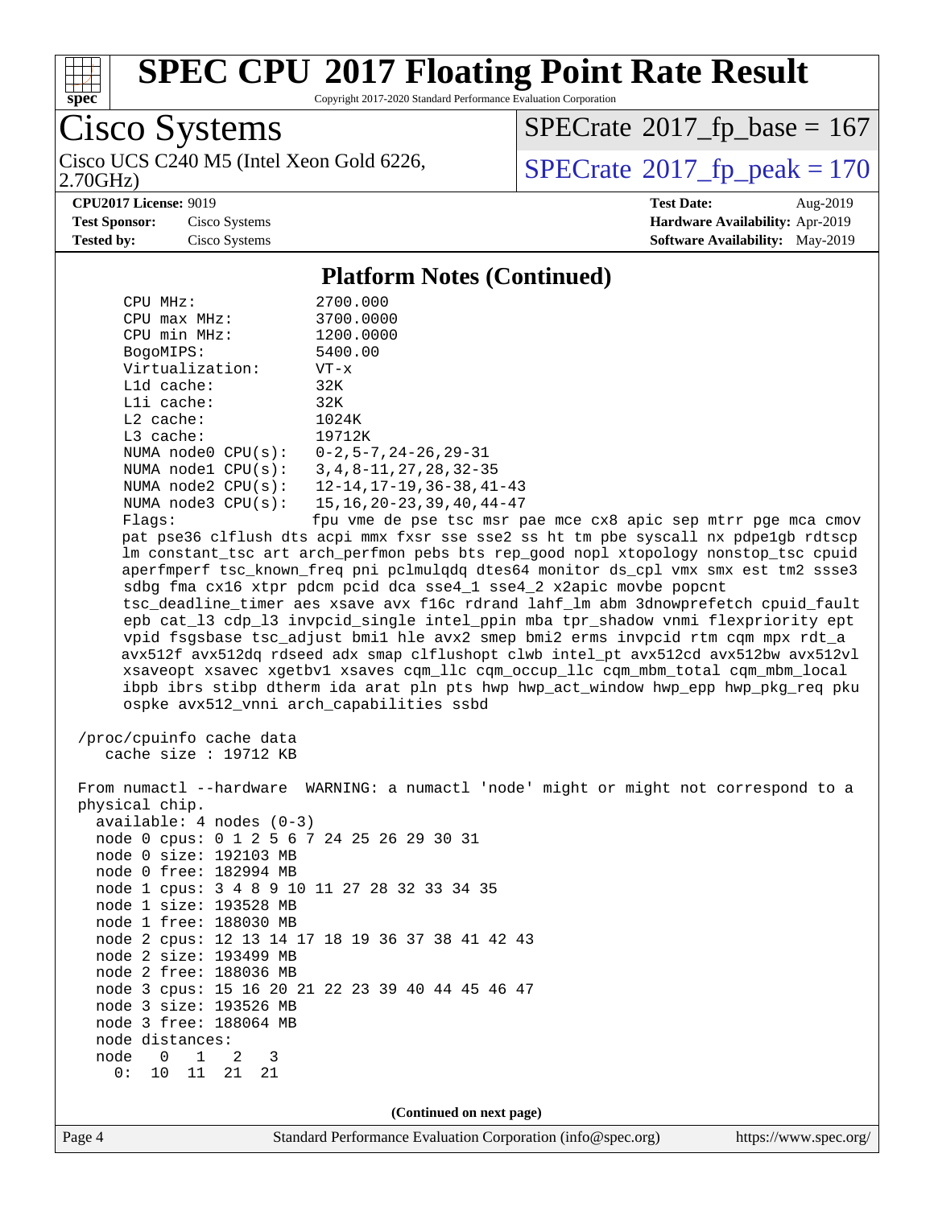# SPEC CPU 2017 Floating Point Rate Result

Copyright 2017-2020 Standard Performance Evaluation Corporation

## Cisco Systems

Cisco UCS C240 M5 (Intel Xeon Gold 6226, 2.70GHz)

SPECrate 2017_fp_base = 167

SPECrate 2017_fp_peak = 170

**CPU2017 License:** 9019
**Test Sponsor:** Cisco Systems
**Tested by:** Cisco Systems

**Test Date:** Aug-2019
**Hardware Availability:** Apr-2019
**Software Availability:** May-2019

### Platform Notes (Continued)

```
     CPU MHz:                2700.000
     CPU max MHz:            3700.0000
     CPU min MHz:            1200.0000
     BogoMIPS:               5400.00
     Virtualization:         VT-x
     L1d cache:              32K
     L1i cache:              32K
     L2 cache:               1024K
     L3 cache:               19712K
     NUMA node0 CPU(s):      0-2,5-7,24-26,29-31
     NUMA node1 CPU(s):      3,4,8-11,27,28,32-35
     NUMA node2 CPU(s):      12-14,17-19,36-38,41-43
     NUMA node3 CPU(s):      15,16,20-23,39,40,44-47
     Flags:                  fpu vme de pse tsc msr pae mce cx8 apic sep mtrr pge mca cmov
     pat pse36 clflush dts acpi mmx fxsr sse sse2 ss ht tm pbe syscall nx pdpe1gb rdtscp
     lm constant_tsc art arch_perfmon pebs bts rep_good nopl xtopology nonstop_tsc cpuid
     aperfmperf tsc_known_freq pni pclmulqdq dtes64 monitor ds_cpl vmx smx est tm2 ssse3
     sdbg fma cx16 xtpr pdcm pcid dca sse4_1 sse4_2 x2apic movbe popcnt
     tsc_deadline_timer aes xsave avx f16c rdrand lahf_lm abm 3dnowprefetch cpuid_fault
     epb cat_l3 cdp_l3 invpcid_single intel_ppin mba tpr_shadow vnmi flexpriority ept
     vpid fsgsbase tsc_adjust bmi1 hle avx2 smep bmi2 erms invpcid rtm cqm mpx rdt_a
     avx512f avx512dq rdseed adx smap clflushopt clwb intel_pt avx512cd avx512bw avx512vl
     xsaveopt xsavec xgetbv1 xsaves cqm_llc cqm_occup_llc cqm_mbm_total cqm_mbm_local
     ibpb ibrs stibp dtherm ida arat pln pts hwp hwp_act_window hwp_epp hwp_pkg_req pku
     ospke avx512_vnni arch_capabilities ssbd

 /proc/cpuinfo cache data
    cache size : 19712 KB

 From numactl --hardware  WARNING: a numactl 'node' might or might not correspond to a
 physical chip.
   available: 4 nodes (0-3)
   node 0 cpus: 0 1 2 5 6 7 24 25 26 29 30 31
   node 0 size: 192103 MB
   node 0 free: 182994 MB
   node 1 cpus: 3 4 8 9 10 11 27 28 32 33 34 35
   node 1 size: 193528 MB
   node 1 free: 188030 MB
   node 2 cpus: 12 13 14 17 18 19 36 37 38 41 42 43
   node 2 size: 193499 MB
   node 2 free: 188036 MB
   node 3 cpus: 15 16 20 21 22 23 39 40 44 45 46 47
   node 3 size: 193526 MB
   node 3 free: 188064 MB
   node distances:
   node   0   1   2   3
     0:  10  11  21  21
```

(Continued on next page)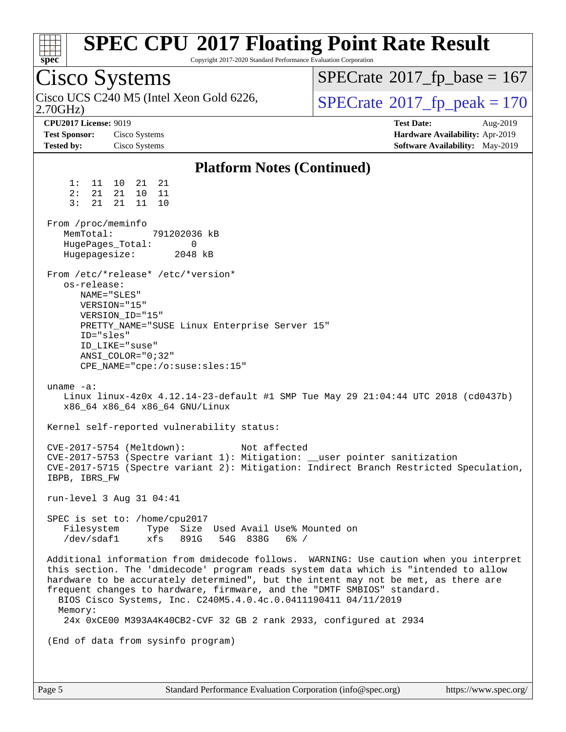# SPEC CPU 2017 Floating Point Rate Result

Copyright 2017-2020 Standard Performance Evaluation Corporation

## Cisco Systems

Cisco UCS C240 M5 (Intel Xeon Gold 6226, 2.70GHz)

SPECrate 2017_fp_base = 167

SPECrate 2017_fp_peak = 170

**CPU2017 License:** 9019
**Test Sponsor:** Cisco Systems
**Tested by:** Cisco Systems

**Test Date:** Aug-2019
**Hardware Availability:** Apr-2019
**Software Availability:** May-2019

### Platform Notes (Continued)

```
     1:  11  10  21  21
     2:  21  21  10  11
     3:  21  21  11  10

 From /proc/meminfo
    MemTotal:       791202036 kB
    HugePages_Total:        0
    Hugepagesize:        2048 kB

 From /etc/*release* /etc/*version*
    os-release:
       NAME="SLES"
       VERSION="15"
       VERSION_ID="15"
       PRETTY_NAME="SUSE Linux Enterprise Server 15"
       ID="sles"
       ID_LIKE="suse"
       ANSI_COLOR="0;32"
       CPE_NAME="cpe:/o:suse:sles:15"

 uname -a:
    Linux linux-4z0x 4.12.14-23-default #1 SMP Tue May 29 21:04:44 UTC 2018 (cd0437b)
    x86_64 x86_64 x86_64 GNU/Linux

 Kernel self-reported vulnerability status:

 CVE-2017-5754 (Meltdown):          Not affected
 CVE-2017-5753 (Spectre variant 1): Mitigation: __user pointer sanitization
 CVE-2017-5715 (Spectre variant 2): Mitigation: Indirect Branch Restricted Speculation,
 IBPB, IBRS_FW

 run-level 3 Aug 31 04:41

 SPEC is set to: /home/cpu2017
    Filesystem     Type  Size  Used Avail Use% Mounted on
    /dev/sdaf1     xfs   891G   54G  838G   6% /

 Additional information from dmidecode follows.  WARNING: Use caution when you interpret
 this section. The 'dmidecode' program reads system data which is "intended to allow
 hardware to be accurately determined", but the intent may not be met, as there are
 frequent changes to hardware, firmware, and the "DMTF SMBIOS" standard.
   BIOS Cisco Systems, Inc. C240M5.4.0.4c.0.0411190411 04/11/2019
   Memory:
    24x 0xCE00 M393A4K40CB2-CVF 32 GB 2 rank 2933, configured at 2934

 (End of data from sysinfo program)
```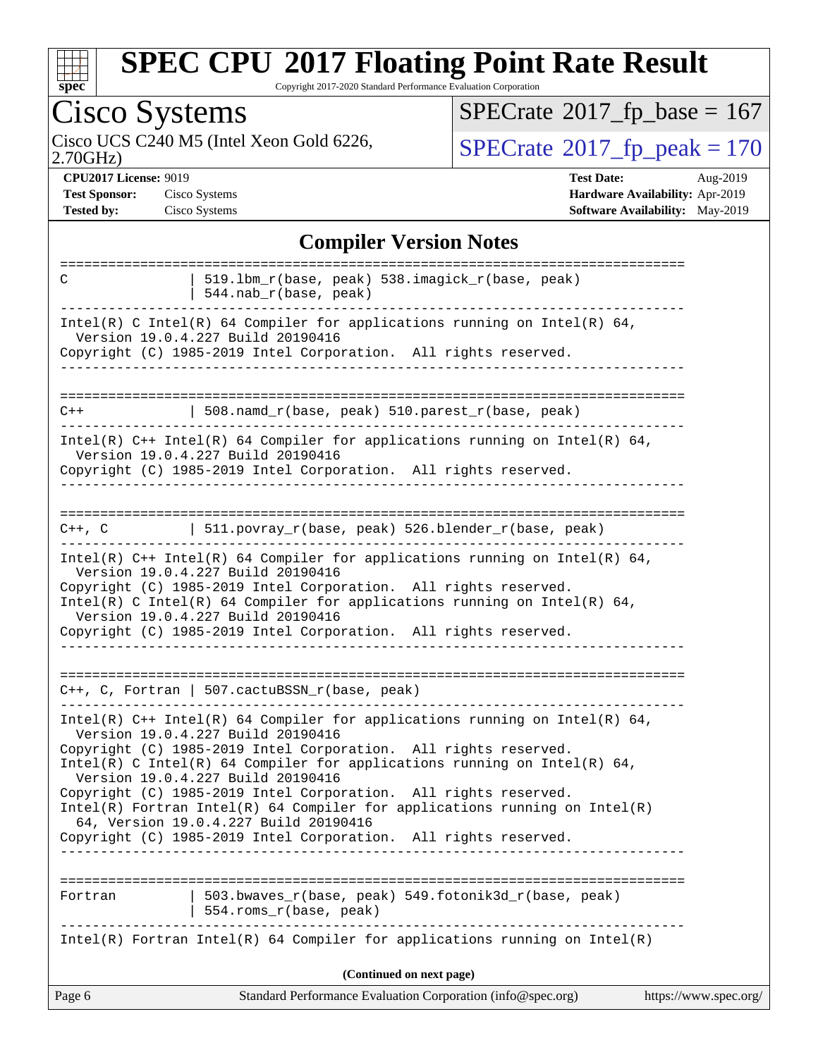## Compiler Version Notes

```
==============================================================================
C               | 519.lbm_r(base, peak) 538.imagick_r(base, peak)
                | 544.nab_r(base, peak)
------------------------------------------------------------------------------
Intel(R) C Intel(R) 64 Compiler for applications running on Intel(R) 64,
  Version 19.0.4.227 Build 20190416
Copyright (C) 1985-2019 Intel Corporation.  All rights reserved.
------------------------------------------------------------------------------

==============================================================================
C++             | 508.namd_r(base, peak) 510.parest_r(base, peak)
------------------------------------------------------------------------------
Intel(R) C++ Intel(R) 64 Compiler for applications running on Intel(R) 64,
  Version 19.0.4.227 Build 20190416
Copyright (C) 1985-2019 Intel Corporation.  All rights reserved.
------------------------------------------------------------------------------

==============================================================================
C++, C          | 511.povray_r(base, peak) 526.blender_r(base, peak)
------------------------------------------------------------------------------
Intel(R) C++ Intel(R) 64 Compiler for applications running on Intel(R) 64,
  Version 19.0.4.227 Build 20190416
Copyright (C) 1985-2019 Intel Corporation.  All rights reserved.
Intel(R) C Intel(R) 64 Compiler for applications running on Intel(R) 64,
  Version 19.0.4.227 Build 20190416
Copyright (C) 1985-2019 Intel Corporation.  All rights reserved.
------------------------------------------------------------------------------

==============================================================================
C++, C, Fortran | 507.cactuBSSN_r(base, peak)
------------------------------------------------------------------------------
Intel(R) C++ Intel(R) 64 Compiler for applications running on Intel(R) 64,
  Version 19.0.4.227 Build 20190416
Copyright (C) 1985-2019 Intel Corporation.  All rights reserved.
Intel(R) C Intel(R) 64 Compiler for applications running on Intel(R) 64,
  Version 19.0.4.227 Build 20190416
Copyright (C) 1985-2019 Intel Corporation.  All rights reserved.
Intel(R) Fortran Intel(R) 64 Compiler for applications running on Intel(R)
  64, Version 19.0.4.227 Build 20190416
Copyright (C) 1985-2019 Intel Corporation.  All rights reserved.
------------------------------------------------------------------------------

==============================================================================
Fortran         | 503.bwaves_r(base, peak) 549.fotonik3d_r(base, peak)
                | 554.roms_r(base, peak)
------------------------------------------------------------------------------
Intel(R) Fortran Intel(R) 64 Compiler for applications running on Intel(R)
```

(Continued on next page)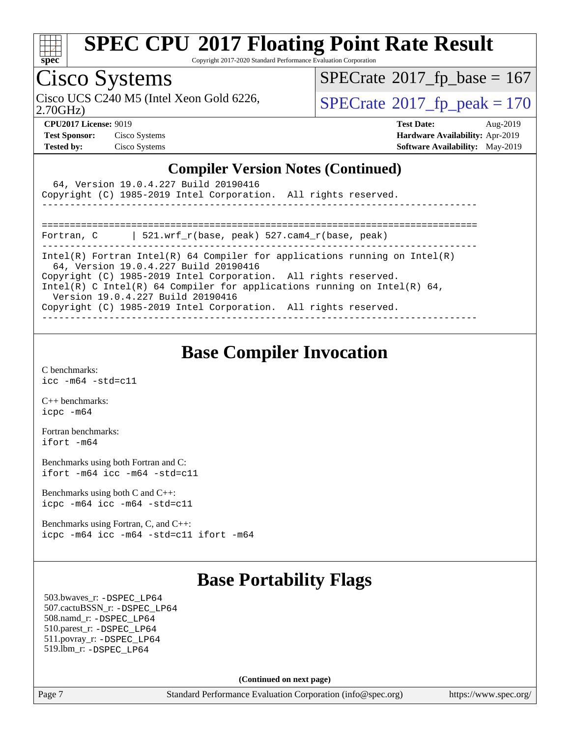## Compiler Version Notes (Continued)

```
  64, Version 19.0.4.227 Build 20190416
Copyright (C) 1985-2019 Intel Corporation.  All rights reserved.
------------------------------------------------------------------------------

==============================================================================
Fortran, C      | 521.wrf_r(base, peak) 527.cam4_r(base, peak)
------------------------------------------------------------------------------
Intel(R) Fortran Intel(R) 64 Compiler for applications running on Intel(R)
  64, Version 19.0.4.227 Build 20190416
Copyright (C) 1985-2019 Intel Corporation.  All rights reserved.
Intel(R) C Intel(R) 64 Compiler for applications running on Intel(R) 64,
  Version 19.0.4.227 Build 20190416
Copyright (C) 1985-2019 Intel Corporation.  All rights reserved.
------------------------------------------------------------------------------
```

## Base Compiler Invocation

C benchmarks:
`icc -m64 -std=c11`

C++ benchmarks:
`icpc -m64`

Fortran benchmarks:
`ifort -m64`

Benchmarks using both Fortran and C:
`ifort -m64 icc -m64 -std=c11`

Benchmarks using both C and C++:
`icpc -m64 icc -m64 -std=c11`

Benchmarks using Fortran, C, and C++:
`icpc -m64 icc -m64 -std=c11 ifort -m64`

## Base Portability Flags

503.bwaves_r: -DSPEC_LP64
507.cactuBSSN_r: -DSPEC_LP64
508.namd_r: -DSPEC_LP64
510.parest_r: -DSPEC_LP64
511.povray_r: -DSPEC_LP64
519.lbm_r: -DSPEC_LP64

**(Continued on next page)**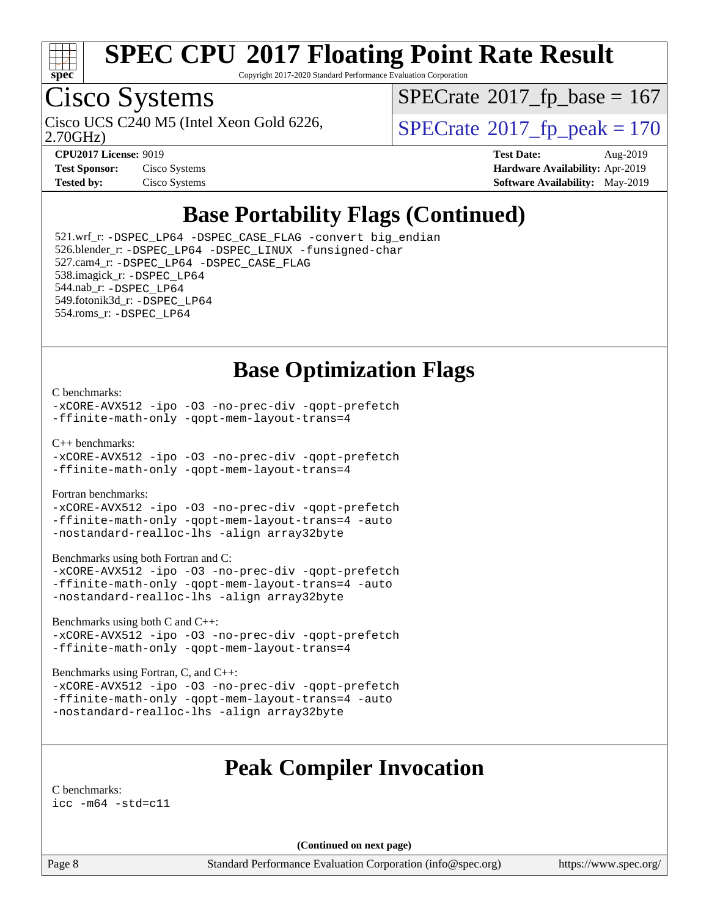# SPEC CPU 2017 Floating Point Rate Result

Copyright 2017-2020 Standard Performance Evaluation Corporation

## Cisco Systems

Cisco UCS C240 M5 (Intel Xeon Gold 6226, 2.70GHz)

SPECrate 2017_fp_base = 167

SPECrate 2017_fp_peak = 170

**CPU2017 License:** 9019
**Test Sponsor:** Cisco Systems
**Tested by:** Cisco Systems

**Test Date:** Aug-2019
**Hardware Availability:** Apr-2019
**Software Availability:** May-2019

## Base Portability Flags (Continued)

521.wrf_r: `-DSPEC_LP64 -DSPEC_CASE_FLAG -convert big_endian`
526.blender_r: `-DSPEC_LP64 -DSPEC_LINUX -funsigned-char`
527.cam4_r: `-DSPEC_LP64 -DSPEC_CASE_FLAG`
538.imagick_r: `-DSPEC_LP64`
544.nab_r: `-DSPEC_LP64`
549.fotonik3d_r: `-DSPEC_LP64`
554.roms_r: `-DSPEC_LP64`

## Base Optimization Flags

C benchmarks:
```
-xCORE-AVX512 -ipo -O3 -no-prec-div -qopt-prefetch
-ffinite-math-only -qopt-mem-layout-trans=4
```

C++ benchmarks:
```
-xCORE-AVX512 -ipo -O3 -no-prec-div -qopt-prefetch
-ffinite-math-only -qopt-mem-layout-trans=4
```

Fortran benchmarks:
```
-xCORE-AVX512 -ipo -O3 -no-prec-div -qopt-prefetch
-ffinite-math-only -qopt-mem-layout-trans=4 -auto
-nostandard-realloc-lhs -align array32byte
```

Benchmarks using both Fortran and C:
```
-xCORE-AVX512 -ipo -O3 -no-prec-div -qopt-prefetch
-ffinite-math-only -qopt-mem-layout-trans=4 -auto
-nostandard-realloc-lhs -align array32byte
```

Benchmarks using both C and C++:
```
-xCORE-AVX512 -ipo -O3 -no-prec-div -qopt-prefetch
-ffinite-math-only -qopt-mem-layout-trans=4
```

Benchmarks using Fortran, C, and C++:
```
-xCORE-AVX512 -ipo -O3 -no-prec-div -qopt-prefetch
-ffinite-math-only -qopt-mem-layout-trans=4 -auto
-nostandard-realloc-lhs -align array32byte
```

## Peak Compiler Invocation

C benchmarks:
```
icc -m64 -std=c11
```

(Continued on next page)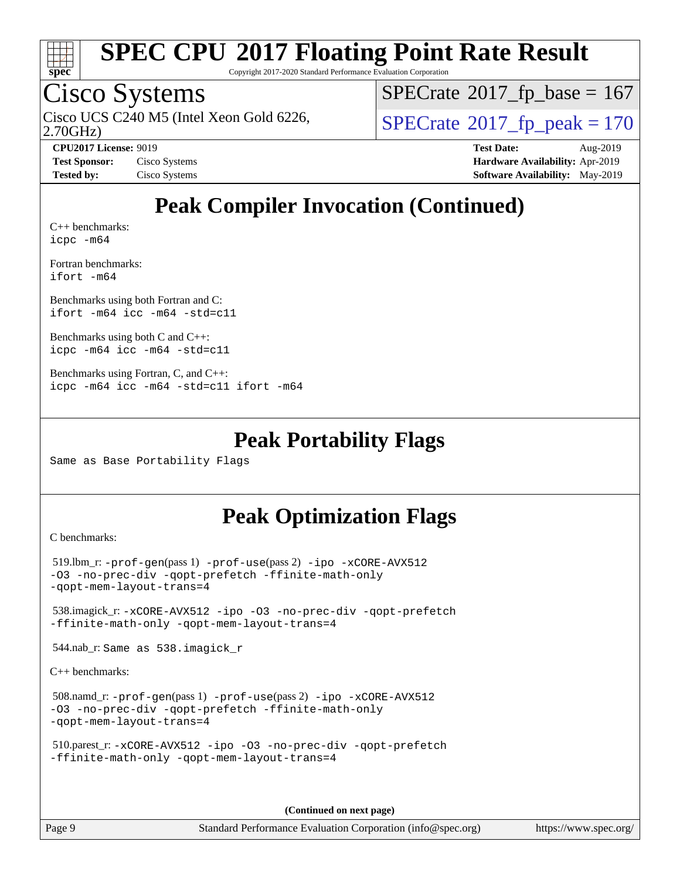# Peak Compiler Invocation (Continued)

C++ benchmarks:
icpc -m64

Fortran benchmarks:
ifort -m64

Benchmarks using both Fortran and C:
ifort -m64 icc -m64 -std=c11

Benchmarks using both C and C++:
icpc -m64 icc -m64 -std=c11

Benchmarks using Fortran, C, and C++:
icpc -m64 icc -m64 -std=c11 ifort -m64

# Peak Portability Flags

Same as Base Portability Flags

# Peak Optimization Flags

C benchmarks:

519.lbm_r: -prof-gen(pass 1) -prof-use(pass 2) -ipo -xCORE-AVX512 -O3 -no-prec-div -qopt-prefetch -ffinite-math-only -qopt-mem-layout-trans=4

538.imagick_r: -xCORE-AVX512 -ipo -O3 -no-prec-div -qopt-prefetch -ffinite-math-only -qopt-mem-layout-trans=4

544.nab_r: Same as 538.imagick_r

C++ benchmarks:

508.namd_r: -prof-gen(pass 1) -prof-use(pass 2) -ipo -xCORE-AVX512 -O3 -no-prec-div -qopt-prefetch -ffinite-math-only -qopt-mem-layout-trans=4

510.parest_r: -xCORE-AVX512 -ipo -O3 -no-prec-div -qopt-prefetch -ffinite-math-only -qopt-mem-layout-trans=4

(Continued on next page)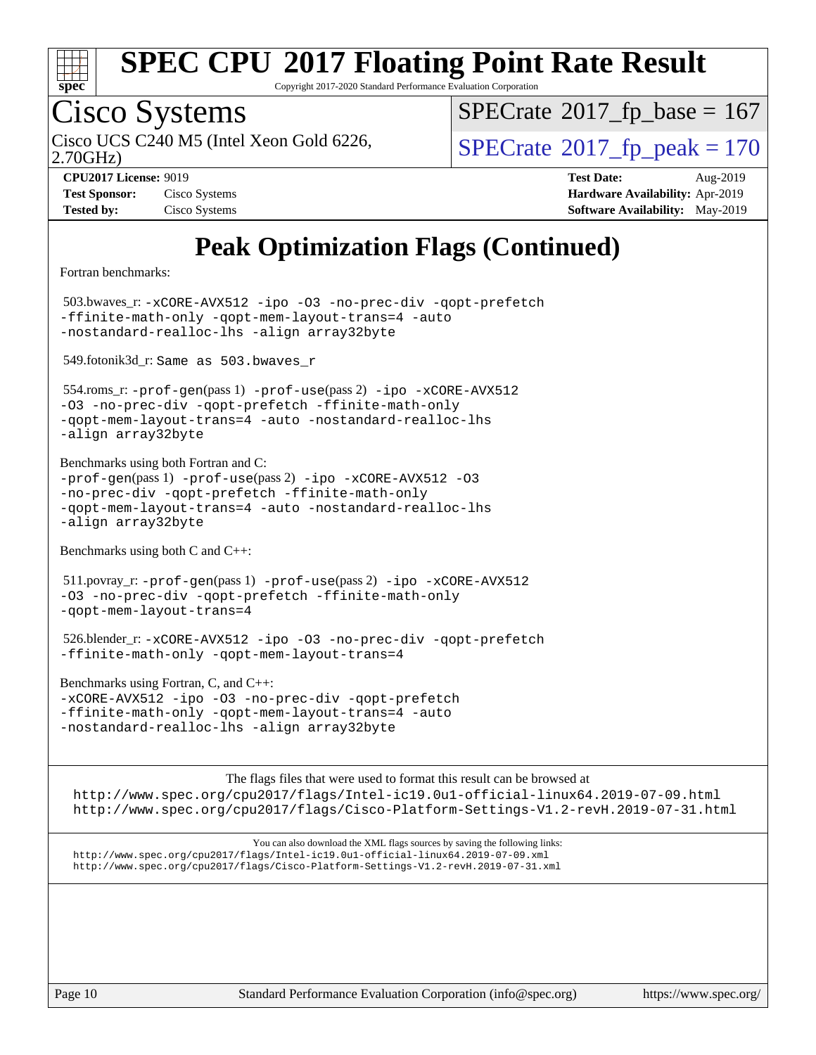# Peak Optimization Flags (Continued)

Fortran benchmarks:

503.bwaves_r: -xCORE-AVX512 -ipo -O3 -no-prec-div -qopt-prefetch -ffinite-math-only -qopt-mem-layout-trans=4 -auto -nostandard-realloc-lhs -align array32byte

549.fotonik3d_r: Same as 503.bwaves_r

554.roms_r: -prof-gen(pass 1) -prof-use(pass 2) -ipo -xCORE-AVX512 -O3 -no-prec-div -qopt-prefetch -ffinite-math-only -qopt-mem-layout-trans=4 -auto -nostandard-realloc-lhs -align array32byte

Benchmarks using both Fortran and C:
-prof-gen(pass 1) -prof-use(pass 2) -ipo -xCORE-AVX512 -O3 -no-prec-div -qopt-prefetch -ffinite-math-only -qopt-mem-layout-trans=4 -auto -nostandard-realloc-lhs -align array32byte

Benchmarks using both C and C++:

511.povray_r: -prof-gen(pass 1) -prof-use(pass 2) -ipo -xCORE-AVX512 -O3 -no-prec-div -qopt-prefetch -ffinite-math-only -qopt-mem-layout-trans=4

526.blender_r: -xCORE-AVX512 -ipo -O3 -no-prec-div -qopt-prefetch -ffinite-math-only -qopt-mem-layout-trans=4

Benchmarks using Fortran, C, and C++:
-xCORE-AVX512 -ipo -O3 -no-prec-div -qopt-prefetch -ffinite-math-only -qopt-mem-layout-trans=4 -auto -nostandard-realloc-lhs -align array32byte

The flags files that were used to format this result can be browsed at
http://www.spec.org/cpu2017/flags/Intel-ic19.0u1-official-linux64.2019-07-09.html
http://www.spec.org/cpu2017/flags/Cisco-Platform-Settings-V1.2-revH.2019-07-31.html

You can also download the XML flags sources by saving the following links:
http://www.spec.org/cpu2017/flags/Intel-ic19.0u1-official-linux64.2019-07-09.xml
http://www.spec.org/cpu2017/flags/Cisco-Platform-Settings-V1.2-revH.2019-07-31.xml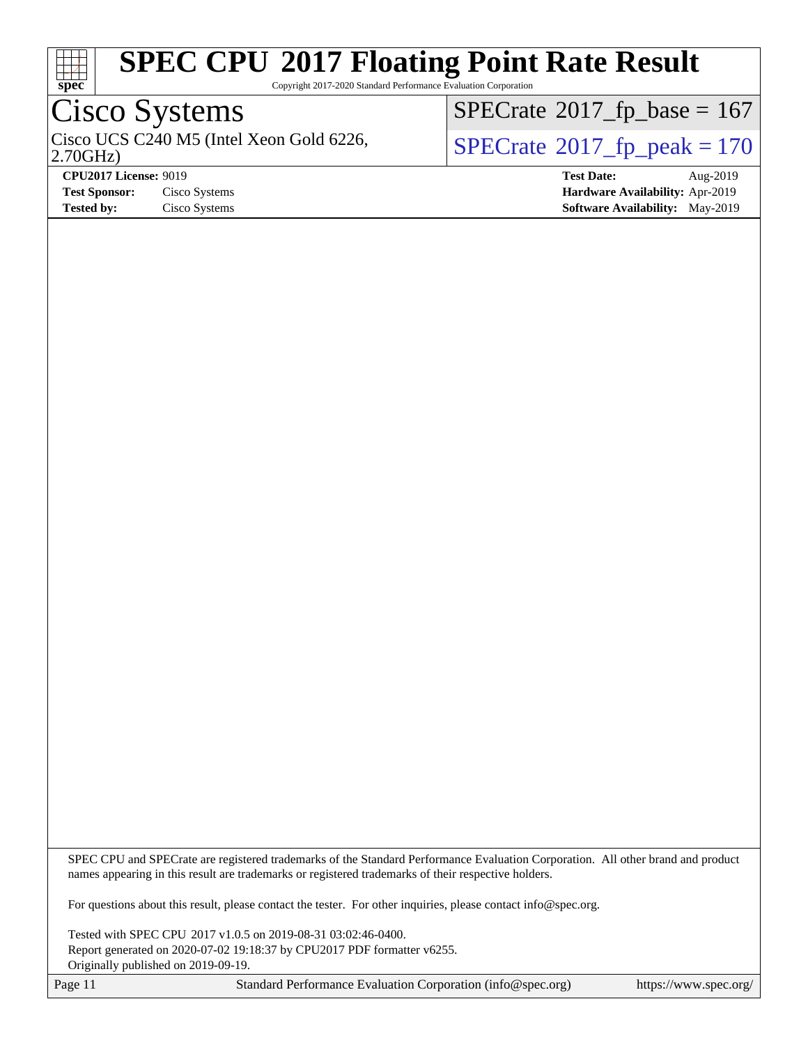# SPEC CPU 2017 Floating Point Rate Result

Copyright 2017-2020 Standard Performance Evaluation Corporation

## Cisco Systems

Cisco UCS C240 M5 (Intel Xeon Gold 6226, 2.70GHz)

SPECrate 2017_fp_base = 167

SPECrate 2017_fp_peak = 170

**CPU2017 License:** 9019
**Test Sponsor:** Cisco Systems
**Tested by:** Cisco Systems

**Test Date:** Aug-2019
**Hardware Availability:** Apr-2019
**Software Availability:** May-2019

SPEC CPU and SPECrate are registered trademarks of the Standard Performance Evaluation Corporation. All other brand and product names appearing in this result are trademarks or registered trademarks of their respective holders.

For questions about this result, please contact the tester. For other inquiries, please contact info@spec.org.

Tested with SPEC CPU 2017 v1.0.5 on 2019-08-31 03:02:46-0400.
Report generated on 2020-07-02 19:18:37 by CPU2017 PDF formatter v6255.
Originally published on 2019-09-19.